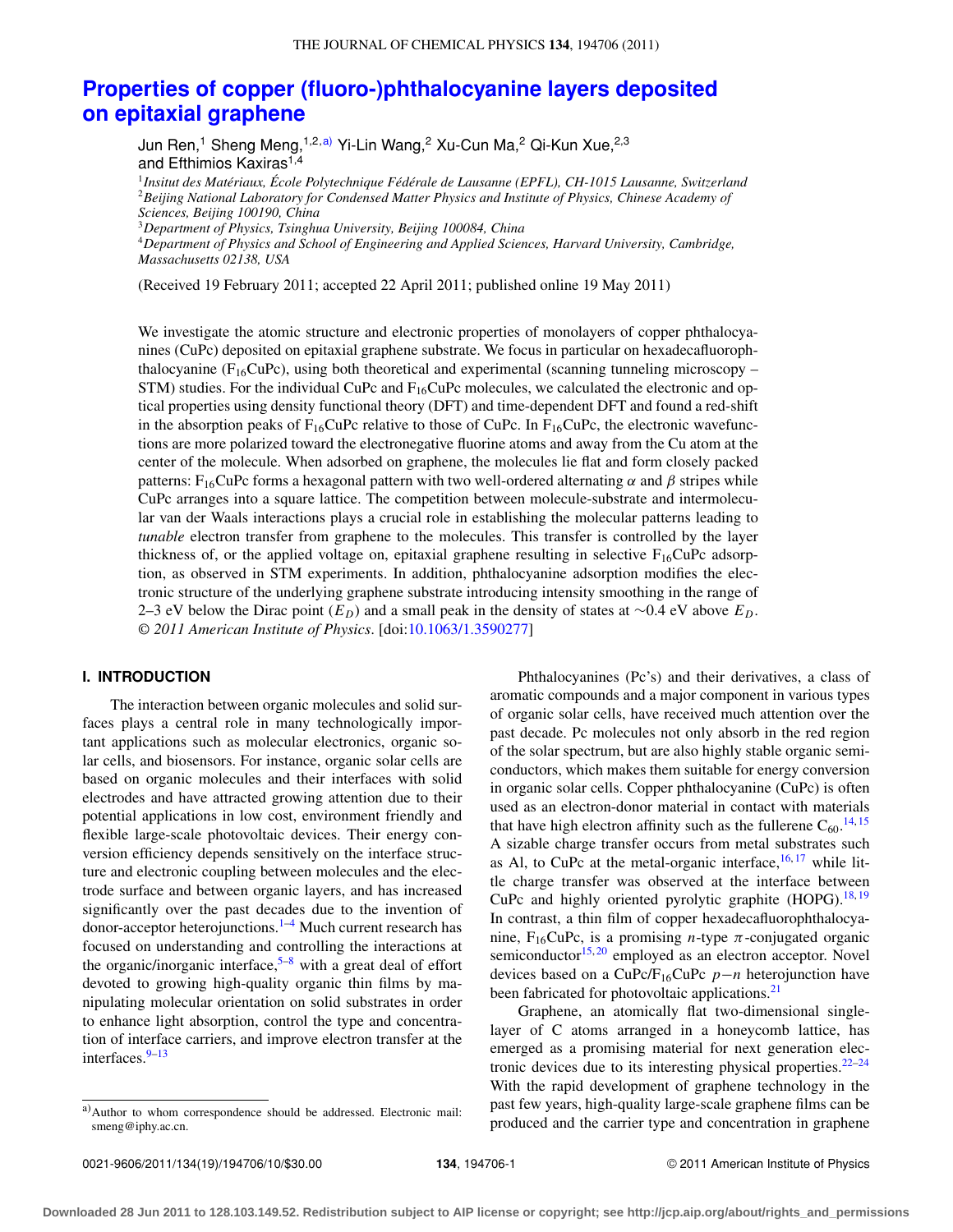# Properties of copper (fluoro-)phthalocyanine layers deposited on epitaxial graphene

Jun Ren,[1] Sheng Meng,[1,2,a)] Yi-Lin Wang,[2] Xu-Cun Ma,[2] Qi-Kun Xue,[2,3] and Efthimios Kaxiras[1,4]

[1] *Insitut des Matériaux, École Polytechnique Fédérale de Lausanne (EPFL), CH-1015 Lausanne, Switzerland*
[2] *Beijing National Laboratory for Condensed Matter Physics and Institute of Physics, Chinese Academy of Sciences, Beijing 100190, China*
[3] *Department of Physics, Tsinghua University, Beijing 100084, China*
[4] *Department of Physics and School of Engineering and Applied Sciences, Harvard University, Cambridge, Massachusetts 02138, USA*

(Received 19 February 2011; accepted 22 April 2011; published online 19 May 2011)

We investigate the atomic structure and electronic properties of monolayers of copper phthalocyanines (CuPc) deposited on epitaxial graphene substrate. We focus in particular on hexadecafluorophthalocyanine ($F_{16}$CuPc), using both theoretical and experimental (scanning tunneling microscopy – STM) studies. For the individual CuPc and $F_{16}$CuPc molecules, we calculated the electronic and optical properties using density functional theory (DFT) and time-dependent DFT and found a red-shift in the absorption peaks of $F_{16}$CuPc relative to those of CuPc. In $F_{16}$CuPc, the electronic wavefunctions are more polarized toward the electronegative fluorine atoms and away from the Cu atom at the center of the molecule. When adsorbed on graphene, the molecules lie flat and form closely packed patterns: $F_{16}$CuPc forms a hexagonal pattern with two well-ordered alternating $\alpha$ and $\beta$ stripes while CuPc arranges into a square lattice. The competition between molecule-substrate and intermolecular van der Waals interactions plays a crucial role in establishing the molecular patterns leading to *tunable* electron transfer from graphene to the molecules. This transfer is controlled by the layer thickness of, or the applied voltage on, epitaxial graphene resulting in selective $F_{16}$CuPc adsorption, as observed in STM experiments. In addition, phthalocyanine adsorption modifies the electronic structure of the underlying graphene substrate introducing intensity smoothing in the range of 2–3 eV below the Dirac point ($E_D$) and a small peak in the density of states at ~0.4 eV above $E_D$. © *2011 American Institute of Physics*. [doi:10.1063/1.3590277]

## I. INTRODUCTION

The interaction between organic molecules and solid surfaces plays a central role in many technologically important applications such as molecular electronics, organic solar cells, and biosensors. For instance, organic solar cells are based on organic molecules and their interfaces with solid electrodes and have attracted growing attention due to their potential applications in low cost, environment friendly and flexible large-scale photovoltaic devices. Their energy conversion efficiency depends sensitively on the interface structure and electronic coupling between molecules and the electrode surface and between organic layers, and has increased significantly over the past decades due to the invention of donor-acceptor heterojunctions.[1–4] Much current research has focused on understanding and controlling the interactions at the organic/inorganic interface,[5–8] with a great deal of effort devoted to growing high-quality organic thin films by manipulating molecular orientation on solid substrates in order to enhance light absorption, control the type and concentration of interface carriers, and improve electron transfer at the interfaces.[9–13]

Phthalocyanines (Pc's) and their derivatives, a class of aromatic compounds and a major component in various types of organic solar cells, have received much attention over the past decade. Pc molecules not only absorb in the red region of the solar spectrum, but are also highly stable organic semiconductors, which makes them suitable for energy conversion in organic solar cells. Copper phthalocyanine (CuPc) is often used as an electron-donor material in contact with materials that have high electron affinity such as the fullerene $C_{60}$.[14,15] A sizable charge transfer occurs from metal substrates such as Al, to CuPc at the metal-organic interface,[16,17] while little charge transfer was observed at the interface between CuPc and highly oriented pyrolytic graphite (HOPG).[18,19] In contrast, a thin film of copper hexadecafluorophthalocyanine, $F_{16}$CuPc, is a promising $n$-type $\pi$-conjugated organic semiconductor[15,20] employed as an electron acceptor. Novel devices based on a CuPc/$F_{16}$CuPc $p-n$ heterojunction have been fabricated for photovoltaic applications.[21]

Graphene, an atomically flat two-dimensional single-layer of C atoms arranged in a honeycomb lattice, has emerged as a promising material for next generation electronic devices due to its interesting physical properties.[22–24] With the rapid development of graphene technology in the past few years, high-quality large-scale graphene films can be produced and the carrier type and concentration in graphene

a) Author to whom correspondence should be addressed. Electronic mail: smeng@iphy.ac.cn.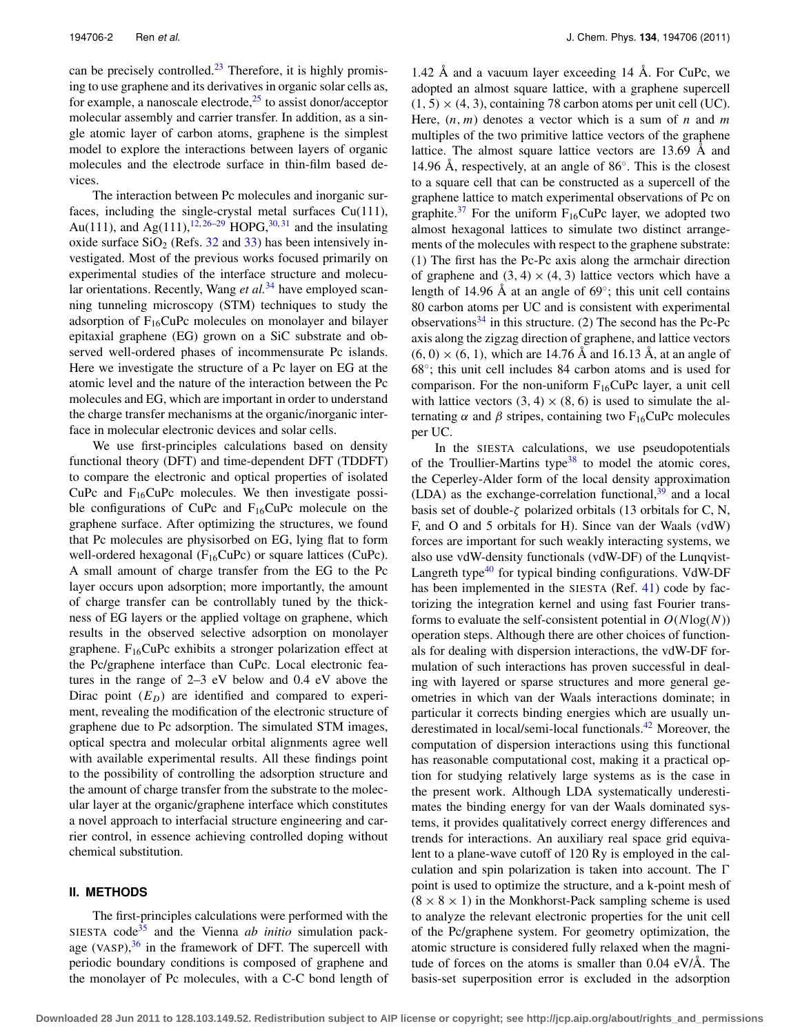can be precisely controlled.[23] Therefore, it is highly promising to use graphene and its derivatives in organic solar cells as, for example, a nanoscale electrode,[25] to assist donor/acceptor molecular assembly and carrier transfer. In addition, as a single atomic layer of carbon atoms, graphene is the simplest model to explore the interactions between layers of organic molecules and the electrode surface in thin-film based devices.

The interaction between Pc molecules and inorganic surfaces, including the single-crystal metal surfaces Cu(111), Au(111), and Ag(111),[12,26–29] HOPG,[30,31] and the insulating oxide surface $SiO_2$ (Refs. 32 and 33) has been intensively investigated. Most of the previous works focused primarily on experimental studies of the interface structure and molecular orientations. Recently, Wang *et al.*[34] have employed scanning tunneling microscopy (STM) techniques to study the adsorption of $F_{16}$CuPc molecules on monolayer and bilayer epitaxial graphene (EG) grown on a SiC substrate and observed well-ordered phases of incommensurate Pc islands. Here we investigate the structure of a Pc layer on EG at the atomic level and the nature of the interaction between the Pc molecules and EG, which are important in order to understand the charge transfer mechanisms at the organic/inorganic interface in molecular electronic devices and solar cells.

We use first-principles calculations based on density functional theory (DFT) and time-dependent DFT (TDDFT) to compare the electronic and optical properties of isolated CuPc and $F_{16}$CuPc molecules. We then investigate possible configurations of CuPc and $F_{16}$CuPc molecule on the graphene surface. After optimizing the structures, we found that Pc molecules are physisorbed on EG, lying flat to form well-ordered hexagonal ($F_{16}$CuPc) or square lattices (CuPc). A small amount of charge transfer from the EG to the Pc layer occurs upon adsorption; more importantly, the amount of charge transfer can be controllably tuned by the thickness of EG layers or the applied voltage on graphene, which results in the observed selective adsorption on monolayer graphene. $F_{16}$CuPc exhibits a stronger polarization effect at the Pc/graphene interface than CuPc. Local electronic features in the range of 2–3 eV below and 0.4 eV above the Dirac point ($E_D$) are identified and compared to experiment, revealing the modification of the electronic structure of graphene due to Pc adsorption. The simulated STM images, optical spectra and molecular orbital alignments agree well with available experimental results. All these findings point to the possibility of controlling the adsorption structure and the amount of charge transfer from the substrate to the molecular layer at the organic/graphene interface which constitutes a novel approach to interfacial structure engineering and carrier control, in essence achieving controlled doping without chemical substitution.

## II. METHODS

The first-principles calculations were performed with the SIESTA code[35] and the Vienna *ab initio* simulation package (VASP),[36] in the framework of DFT. The supercell with periodic boundary conditions is composed of graphene and the monolayer of Pc molecules, with a C-C bond length of 1.42 Å and a vacuum layer exceeding 14 Å. For CuPc, we adopted an almost square lattice, with a graphene supercell $(1, 5) \times (4, 3)$, containing 78 carbon atoms per unit cell (UC). Here, $(n, m)$ denotes a vector which is a sum of $n$ and $m$ multiples of the two primitive lattice vectors of the graphene lattice. The almost square lattice vectors are 13.69 Å and 14.96 Å, respectively, at an angle of 86°. This is the closest to a square cell that can be constructed as a supercell of the graphene lattice to match experimental observations of Pc on graphite.[37] For the uniform $F_{16}$CuPc layer, we adopted two almost hexagonal lattices to simulate two distinct arrangements of the molecules with respect to the graphene substrate: (1) The first has the Pc-Pc axis along the armchair direction of graphene and $(3, 4) \times (4, 3)$ lattice vectors which have a length of 14.96 Å at an angle of 69°; this unit cell contains 80 carbon atoms per UC and is consistent with experimental observations[34] in this structure. (2) The second has the Pc-Pc axis along the zigzag direction of graphene, and lattice vectors $(6, 0) \times (6, 1)$, which are 14.76 Å and 16.13 Å, at an angle of 68°; this unit cell includes 84 carbon atoms and is used for comparison. For the non-uniform $F_{16}$CuPc layer, a unit cell with lattice vectors $(3, 4) \times (8, 6)$ is used to simulate the alternating $\alpha$ and $\beta$ stripes, containing two $F_{16}$CuPc molecules per UC.

In the SIESTA calculations, we use pseudopotentials of the Troullier-Martins type[38] to model the atomic cores, the Ceperley-Alder form of the local density approximation (LDA) as the exchange-correlation functional,[39] and a local basis set of double-$\zeta$ polarized orbitals (13 orbitals for C, N, F, and O and 5 orbitals for H). Since van der Waals (vdW) forces are important for such weakly interacting systems, we also use vdW-density functionals (vdW-DF) of the Lunqvist-Langreth type[40] for typical binding configurations. VdW-DF has been implemented in the SIESTA (Ref. 41) code by factorizing the integration kernel and using fast Fourier transforms to evaluate the self-consistent potential in $O(N\log(N))$ operation steps. Although there are other choices of functionals for dealing with dispersion interactions, the vdW-DF formulation of such interactions has proven successful in dealing with layered or sparse structures and more general geometries in which van der Waals interactions dominate; in particular it corrects binding energies which are usually underestimated in local/semi-local functionals.[42] Moreover, the computation of dispersion interactions using this functional has reasonable computational cost, making it a practical option for studying relatively large systems as is the case in the present work. Although LDA systematically underestimates the binding energy for van der Waals dominated systems, it provides qualitatively correct energy differences and trends for interactions. An auxiliary real space grid equivalent to a plane-wave cutoff of 120 Ry is employed in the calculation and spin polarization is taken into account. The $\Gamma$ point is used to optimize the structure, and a k-point mesh of $(8 \times 8 \times 1)$ in the Monkhorst-Pack sampling scheme is used to analyze the relevant electronic properties for the unit cell of the Pc/graphene system. For geometry optimization, the atomic structure is considered fully relaxed when the magnitude of forces on the atoms is smaller than 0.04 eV/Å. The basis-set superposition error is excluded in the adsorption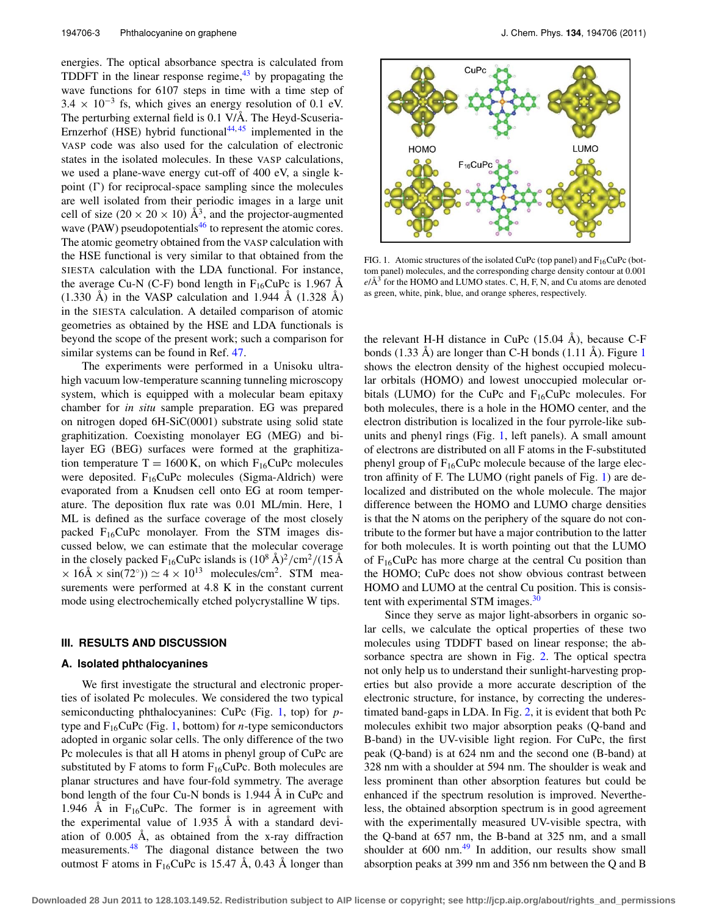energies. The optical absorbance spectra is calculated from TDDFT in the linear response regime,[43] by propagating the wave functions for 6107 steps in time with a time step of $3.4 \times 10^{-3}$ fs, which gives an energy resolution of 0.1 eV. The perturbing external field is 0.1 V/Å. The Heyd-Scuseria-Ernzerhof (HSE) hybrid functional[44,45] implemented in the VASP code was also used for the calculation of electronic states in the isolated molecules. In these VASP calculations, we used a plane-wave energy cut-off of 400 eV, a single k-point (Γ) for reciprocal-space sampling since the molecules are well isolated from their periodic images in a large unit cell of size $(20 \times 20 \times 10)$ Å$^3$, and the projector-augmented wave (PAW) pseudopotentials[46] to represent the atomic cores. The atomic geometry obtained from the VASP calculation with the HSE functional is very similar to that obtained from the SIESTA calculation with the LDA functional. For instance, the average Cu-N (C-F) bond length in $F_{16}$CuPc is 1.967 Å (1.330 Å) in the VASP calculation and 1.944 Å (1.328 Å) in the SIESTA calculation. A detailed comparison of atomic geometries as obtained by the HSE and LDA functionals is beyond the scope of the present work; such a comparison for similar systems can be found in Ref. 47.

The experiments were performed in a Unisoku ultrahigh vacuum low-temperature scanning tunneling microscopy system, which is equipped with a molecular beam epitaxy chamber for *in situ* sample preparation. EG was prepared on nitrogen doped 6H-SiC(0001) substrate using solid state graphitization. Coexisting monolayer EG (MEG) and bilayer EG (BEG) surfaces were formed at the graphitization temperature T = 1600 K, on which $F_{16}$CuPc molecules were deposited. $F_{16}$CuPc molecules (Sigma-Aldrich) were evaporated from a Knudsen cell onto EG at room temperature. The deposition flux rate was 0.01 ML/min. Here, 1 ML is defined as the surface coverage of the most closely packed $F_{16}$CuPc monolayer. From the STM images discussed below, we can estimate that the molecular coverage in the closely packed $F_{16}$CuPc islands is $(10^8$ Å$)^2$/cm$^2$/(15 Å $\times$ 16Å $\times$ sin(72°)) $\simeq 4 \times 10^{13}$ molecules/cm$^2$. STM measurements were performed at 4.8 K in the constant current mode using electrochemically etched polycrystalline W tips.

## III. RESULTS AND DISCUSSION

### A. Isolated phthalocyanines

We first investigate the structural and electronic properties of isolated Pc molecules. We considered the two typical semiconducting phthalocyanines: CuPc (Fig. 1, top) for *p*-type and $F_{16}$CuPc (Fig. 1, bottom) for *n*-type semiconductors adopted in organic solar cells. The only difference of the two Pc molecules is that all H atoms in phenyl group of CuPc are substituted by F atoms to form $F_{16}$CuPc. Both molecules are planar structures and have four-fold symmetry. The average bond length of the four Cu-N bonds is 1.944 Å in CuPc and 1.946 Å in $F_{16}$CuPc. The former is in agreement with the experimental value of 1.935 Å with a standard deviation of 0.005 Å, as obtained from the x-ray diffraction measurements.[48] The diagonal distance between the two outmost F atoms in $F_{16}$CuPc is 15.47 Å, 0.43 Å longer than the relevant H-H distance in CuPc (15.04 Å), because C-F bonds (1.33 Å) are longer than C-H bonds (1.11 Å). Figure 1 shows the electron density of the highest occupied molecular orbitals (HOMO) and lowest unoccupied molecular orbitals (LUMO) for the CuPc and $F_{16}$CuPc molecules. For both molecules, there is a hole in the HOMO center, and the electron distribution is localized in the four pyrrole-like subunits and phenyl rings (Fig. 1, left panels). A small amount of electrons are distributed on all F atoms in the F-substituted phenyl group of $F_{16}$CuPc molecule because of the large electron affinity of F. The LUMO (right panels of Fig. 1) are delocalized and distributed on the whole molecule. The major difference between the HOMO and LUMO charge densities is that the N atoms on the periphery of the square do not contribute to the former but have a major contribution to the latter for both molecules. It is worth pointing out that the LUMO of $F_{16}$CuPc has more charge at the central Cu position than the HOMO; CuPc does not show obvious contrast between HOMO and LUMO at the central Cu position. This is consistent with experimental STM images.[30]

FIG. 1. Atomic structures of the isolated CuPc (top panel) and $F_{16}$CuPc (bottom panel) molecules, and the corresponding charge density contour at 0.001 $e$/Å$^3$ for the HOMO and LUMO states. C, H, F, N, and Cu atoms are denoted as green, white, pink, blue, and orange spheres, respectively.

Since they serve as major light-absorbers in organic solar cells, we calculate the optical properties of these two molecules using TDDFT based on linear response; the absorbance spectra are shown in Fig. 2. The optical spectra not only help us to understand their sunlight-harvesting properties but also provide a more accurate description of the electronic structure, for instance, by correcting the underestimated band-gaps in LDA. In Fig. 2, it is evident that both Pc molecules exhibit two major absorption peaks (Q-band and B-band) in the UV-visible light region. For CuPc, the first peak (Q-band) is at 624 nm and the second one (B-band) at 328 nm with a shoulder at 594 nm. The shoulder is weak and less prominent than other absorption features but could be enhanced if the spectrum resolution is improved. Nevertheless, the obtained absorption spectrum is in good agreement with the experimentally measured UV-visible spectra, with the Q-band at 657 nm, the B-band at 325 nm, and a small shoulder at 600 nm.[49] In addition, our results show small absorption peaks at 399 nm and 356 nm between the Q and B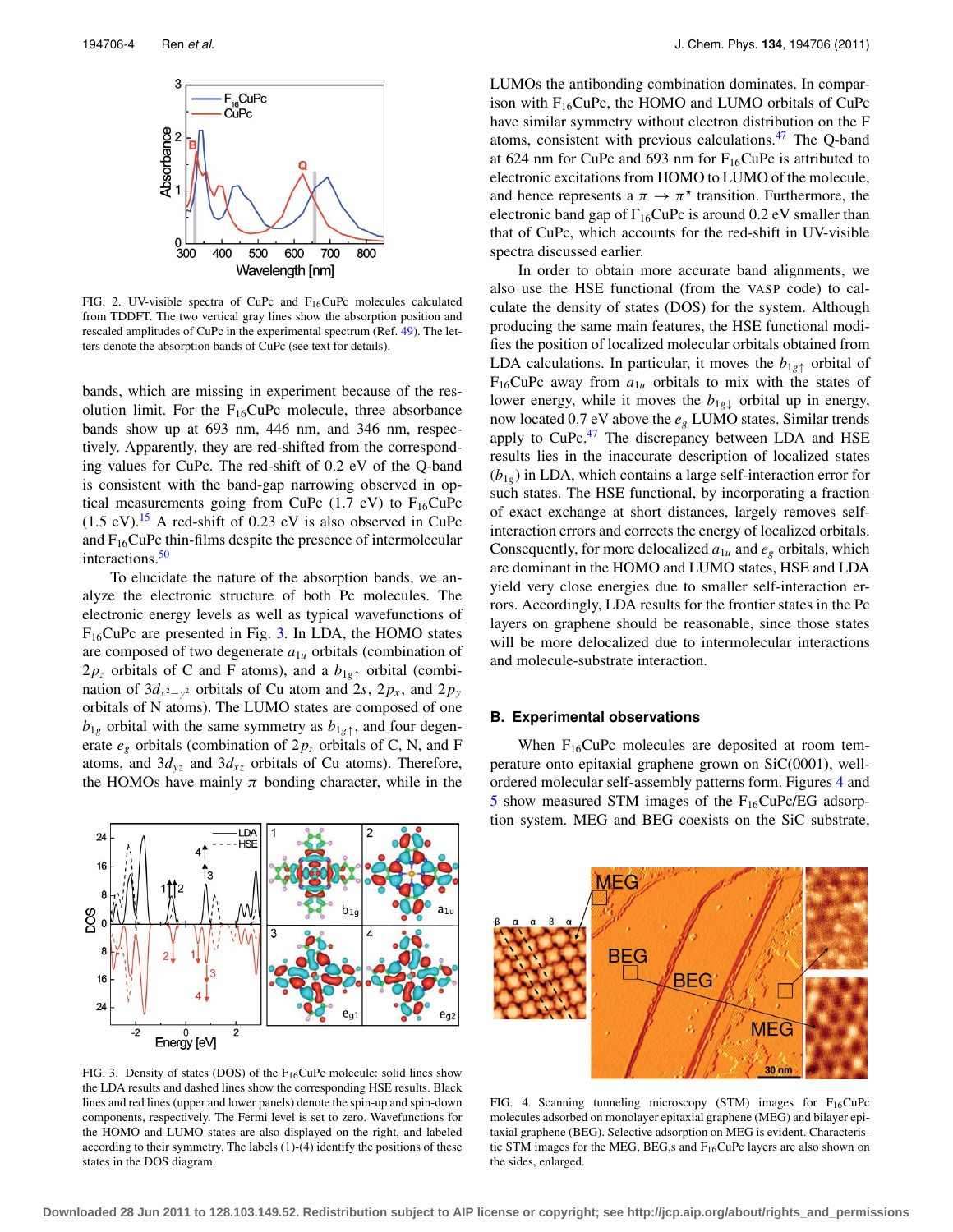FIG. 2. UV-visible spectra of CuPc and $F_{16}CuPc$ molecules calculated from TDDFT. The two vertical gray lines show the absorption position and rescaled amplitudes of CuPc in the experimental spectrum (Ref. [49]). The letters denote the absorption bands of CuPc (see text for details).

bands, which are missing in experiment because of the resolution limit. For the $F_{16}CuPc$ molecule, three absorbance bands show up at 693 nm, 446 nm, and 346 nm, respectively. Apparently, they are red-shifted from the corresponding values for CuPc. The red-shift of 0.2 eV of the Q-band is consistent with the band-gap narrowing observed in optical measurements going from CuPc (1.7 eV) to $F_{16}CuPc$ (1.5 eV).[15] A red-shift of 0.23 eV is also observed in CuPc and $F_{16}CuPc$ thin-films despite the presence of intermolecular interactions.[50]

To elucidate the nature of the absorption bands, we analyze the electronic structure of both Pc molecules. The electronic energy levels as well as typical wavefunctions of $F_{16}CuPc$ are presented in Fig. 3. In LDA, the HOMO states are composed of two degenerate $a_{1u}$ orbitals (combination of $2p_z$ orbitals of C and F atoms), and a $b_{1g\uparrow}$ orbital (combination of $3d_{x^2-y^2}$ orbitals of Cu atom and $2s$, $2p_x$, and $2p_y$ orbitals of N atoms). The LUMO states are composed of one $b_{1g}$ orbital with the same symmetry as $b_{1g\uparrow}$, and four degenerate $e_g$ orbitals (combination of $2p_z$ orbitals of C, N, and F atoms, and $3d_{yz}$ and $3d_{xz}$ orbitals of Cu atoms). Therefore, the HOMOs have mainly $\pi$ bonding character, while in the LUMOs the antibonding combination dominates. In comparison with $F_{16}CuPc$, the HOMO and LUMO orbitals of CuPc have similar symmetry without electron distribution on the F atoms, consistent with previous calculations.[47] The Q-band at 624 nm for CuPc and 693 nm for $F_{16}CuPc$ is attributed to electronic excitations from HOMO to LUMO of the molecule, and hence represents a $\pi \rightarrow \pi^{\star}$ transition. Furthermore, the electronic band gap of $F_{16}CuPc$ is around 0.2 eV smaller than that of CuPc, which accounts for the red-shift in UV-visible spectra discussed earlier.

In order to obtain more accurate band alignments, we also use the HSE functional (from the VASP code) to calculate the density of states (DOS) for the system. Although producing the same main features, the HSE functional modifies the position of localized molecular orbitals obtained from LDA calculations. In particular, it moves the $b_{1g\uparrow}$ orbital of $F_{16}CuPc$ away from $a_{1u}$ orbitals to mix with the states of lower energy, while it moves the $b_{1g\downarrow}$ orbital up in energy, now located 0.7 eV above the $e_g$ LUMO states. Similar trends apply to CuPc.[47] The discrepancy between LDA and HSE results lies in the inaccurate description of localized states ($b_{1g}$) in LDA, which contains a large self-interaction error for such states. The HSE functional, by incorporating a fraction of exact exchange at short distances, largely removes self-interaction errors and corrects the energy of localized orbitals. Consequently, for more delocalized $a_{1u}$ and $e_g$ orbitals, which are dominant in the HOMO and LUMO states, HSE and LDA yield very close energies due to smaller self-interaction errors. Accordingly, LDA results for the frontier states in the Pc layers on graphene should be reasonable, since those states will be more delocalized due to intermolecular interactions and molecule-substrate interaction.

FIG. 3. Density of states (DOS) of the $F_{16}CuPc$ molecule: solid lines show the LDA results and dashed lines show the corresponding HSE results. Black lines and red lines (upper and lower panels) denote the spin-up and spin-down components, respectively. The Fermi level is set to zero. Wavefunctions for the HOMO and LUMO states are also displayed on the right, and labeled according to their symmetry. The labels (1)-(4) identify the positions of these states in the DOS diagram.

### B. Experimental observations

When $F_{16}CuPc$ molecules are deposited at room temperature onto epitaxial graphene grown on SiC(0001), well-ordered molecular self-assembly patterns form. Figures 4 and 5 show measured STM images of the $F_{16}CuPc$/EG adsorption system. MEG and BEG coexist on the SiC substrate,

FIG. 4. Scanning tunneling microscopy (STM) images for $F_{16}CuPc$ molecules adsorbed on monolayer epitaxial graphene (MEG) and bilayer epitaxial graphene (BEG). Selective adsorption on MEG is evident. Characteristic STM images for the MEG, BEG,s and $F_{16}CuPc$ layers are also shown on the sides, enlarged.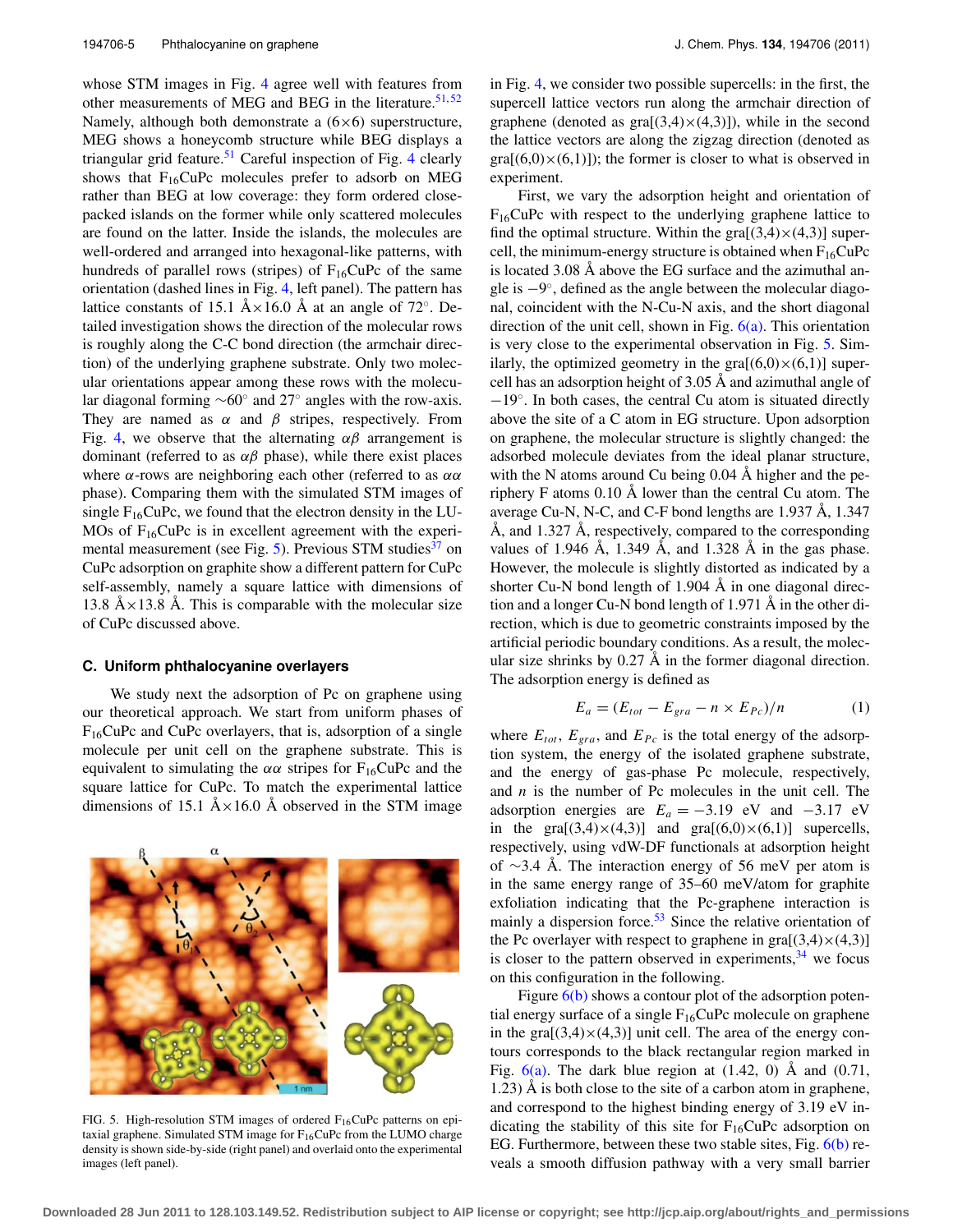whose STM images in Fig. 4 agree well with features from other measurements of MEG and BEG in the literature.[51,52] Namely, although both demonstrate a $(6\times6)$ superstructure, MEG shows a honeycomb structure while BEG displays a triangular grid feature.[51] Careful inspection of Fig. 4 clearly shows that $F_{16}$CuPc molecules prefer to adsorb on MEG rather than BEG at low coverage: they form ordered close-packed islands on the former while only scattered molecules are found on the latter. Inside the islands, the molecules are well-ordered and arranged into hexagonal-like patterns, with hundreds of parallel rows (stripes) of $F_{16}$CuPc of the same orientation (dashed lines in Fig. 4, left panel). The pattern has lattice constants of 15.1 Å×16.0 Å at an angle of 72°. Detailed investigation shows the direction of the molecular rows is roughly along the C-C bond direction (the armchair direction) of the underlying graphene substrate. Only two molecular orientations appear among these rows with the molecular diagonal forming ~60° and 27° angles with the row-axis. They are named as $\alpha$ and $\beta$ stripes, respectively. From Fig. 4, we observe that the alternating $\alpha\beta$ arrangement is dominant (referred to as $\alpha\beta$ phase), while there exist places where $\alpha$-rows are neighboring each other (referred to as $\alpha\alpha$ phase). Comparing them with the simulated STM images of single $F_{16}$CuPc, we found that the electron density in the LUMOs of $F_{16}$CuPc is in excellent agreement with the experimental measurement (see Fig. 5). Previous STM studies[37] on CuPc adsorption on graphite show a different pattern for CuPc self-assembly, namely a square lattice with dimensions of 13.8 Å×13.8 Å. This is comparable with the molecular size of CuPc discussed above.

### C. Uniform phthalocyanine overlayers

We study next the adsorption of Pc on graphene using our theoretical approach. We start from uniform phases of $F_{16}$CuPc and CuPc overlayers, that is, adsorption of a single molecule per unit cell on the graphene substrate. This is equivalent to simulating the $\alpha\alpha$ stripes for $F_{16}$CuPc and the square lattice for CuPc. To match the experimental lattice dimensions of 15.1 Å×16.0 Å observed in the STM image

FIG. 5. High-resolution STM images of ordered $F_{16}$CuPc patterns on epitaxial graphene. Simulated STM image for $F_{16}$CuPc from the LUMO charge density is shown side-by-side (right panel) and overlaid onto the experimental images (left panel).

in Fig. 4, we consider two possible supercells: in the first, the supercell lattice vectors run along the armchair direction of graphene (denoted as gra[$(3,4)\times(4,3)$]), while in the second the lattice vectors are along the zigzag direction (denoted as gra[$(6,0)\times(6,1)$]); the former is closer to what is observed in experiment.

First, we vary the adsorption height and orientation of $F_{16}$CuPc with respect to the underlying graphene lattice to find the optimal structure. Within the gra[$(3,4)\times(4,3)$] supercell, the minimum-energy structure is obtained when $F_{16}$CuPc is located 3.08 Å above the EG surface and the azimuthal angle is −9°, defined as the angle between the molecular diagonal, coincident with the N-Cu-N axis, and the short diagonal direction of the unit cell, shown in Fig. 6(a). This orientation is very close to the experimental observation in Fig. 5. Similarly, the optimized geometry in the gra[$(6,0)\times(6,1)$] supercell has an adsorption height of 3.05 Å and azimuthal angle of −19°. In both cases, the central Cu atom is situated directly above the site of a C atom in EG structure. Upon adsorption on graphene, the molecular structure is slightly changed: the adsorbed molecule deviates from the ideal planar structure, with the N atoms around Cu being 0.04 Å higher and the periphery F atoms 0.10 Å lower than the central Cu atom. The average Cu-N, N-C, and C-F bond lengths are 1.937 Å, 1.347 Å, and 1.327 Å, respectively, compared to the corresponding values of 1.946 Å, 1.349 Å, and 1.328 Å in the gas phase. However, the molecule is slightly distorted as indicated by a shorter Cu-N bond length of 1.904 Å in one diagonal direction and a longer Cu-N bond length of 1.971 Å in the other direction, which is due to geometric constraints imposed by the artificial periodic boundary conditions. As a result, the molecular size shrinks by 0.27 Å in the former diagonal direction. The adsorption energy is defined as

$$E_a = (E_{tot} - E_{gra} - n \times E_{Pc})/n \tag{1}$$

where $E_{tot}$, $E_{gra}$, and $E_{Pc}$ is the total energy of the adsorption system, the energy of the isolated graphene substrate, and the energy of gas-phase Pc molecule, respectively, and $n$ is the number of Pc molecules in the unit cell. The adsorption energies are $E_a = -3.19$ eV and $-3.17$ eV in the gra[$(3,4)\times(4,3)$] and gra[$(6,0)\times(6,1)$] supercells, respectively, using vdW-DF functionals at adsorption height of ~3.4 Å. The interaction energy of 56 meV per atom is in the same energy range of 35–60 meV/atom for graphite exfoliation indicating that the Pc-graphene interaction is mainly a dispersion force.[53] Since the relative orientation of the Pc overlayer with respect to graphene in gra[$(3,4)\times(4,3)$] is closer to the pattern observed in experiments,[34] we focus on this configuration in the following.

Figure 6(b) shows a contour plot of the adsorption potential energy surface of a single $F_{16}$CuPc molecule on graphene in the gra[$(3,4)\times(4,3)$] unit cell. The area of the energy contours corresponds to the black rectangular region marked in Fig. 6(a). The dark blue region at (1.42, 0) Å and (0.71, 1.23) Å is both close to the site of a carbon atom in graphene, and correspond to the highest binding energy of 3.19 eV indicating the stability of this site for $F_{16}$CuPc adsorption on EG. Furthermore, between these two stable sites, Fig. 6(b) reveals a smooth diffusion pathway with a very small barrier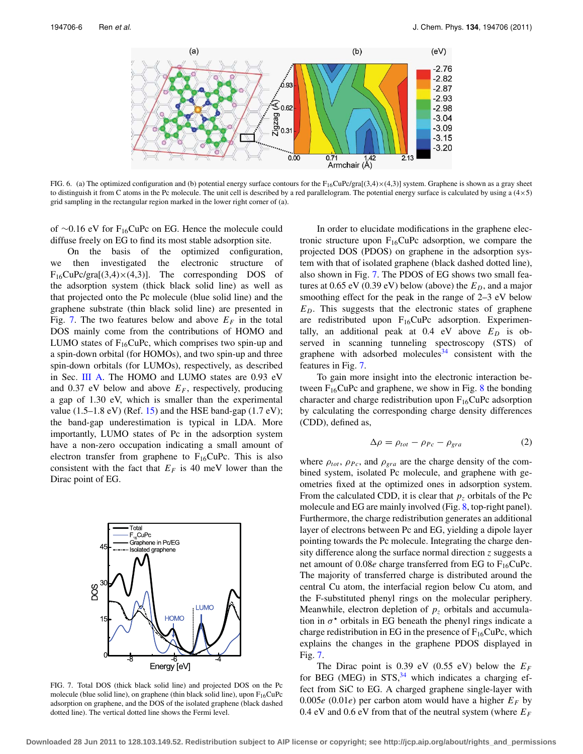FIG. 6. (a) The optimized configuration and (b) potential energy surface contours for the $F_{16}CuPc/gra[(3,4)\times(4,3)]$ system. Graphene is shown as a gray sheet to distinguish it from C atoms in the Pc molecule. The unit cell is described by a red parallelogram. The potential energy surface is calculated by using a (4×5) grid sampling in the rectangular region marked in the lower right corner of (a).

of ~0.16 eV for $F_{16}CuPc$ on EG. Hence the molecule could diffuse freely on EG to find its most stable adsorption site.

On the basis of the optimized configuration, we then investigated the electronic structure of $F_{16}CuPc/gra[(3,4)\times(4,3)]$. The corresponding DOS of the adsorption system (thick black solid line) as well as that projected onto the Pc molecule (blue solid line) and the graphene substrate (thin black solid line) are presented in Fig. 7. The two features below and above $E_F$ in the total DOS mainly come from the contributions of HOMO and LUMO states of $F_{16}CuPc$, which comprises two spin-up and a spin-down orbital (for HOMOs), and two spin-up and three spin-down orbitals (for LUMOs), respectively, as described in Sec. III A. The HOMO and LUMO states are 0.93 eV and 0.37 eV below and above $E_F$, respectively, producing a gap of 1.30 eV, which is smaller than the experimental value (1.5–1.8 eV) (Ref. 15) and the HSE band-gap (1.7 eV); the band-gap underestimation is typical in LDA. More importantly, LUMO states of Pc in the adsorption system have a non-zero occupation indicating a small amount of electron transfer from graphene to $F_{16}CuPc$. This is also consistent with the fact that $E_F$ is 40 meV lower than the Dirac point of EG.

FIG. 7. Total DOS (thick black solid line) and projected DOS on the Pc molecule (blue solid line), on graphene (thin black solid line), upon $F_{16}CuPc$ adsorption on graphene, and the DOS of the isolated graphene (black dashed dotted line). The vertical dotted line shows the Fermi level.

In order to elucidate modifications in the graphene electronic structure upon $F_{16}CuPc$ adsorption, we compare the projected DOS (PDOS) on graphene in the adsorption system with that of isolated graphene (black dashed dotted line), also shown in Fig. 7. The PDOS of EG shows two small features at 0.65 eV (0.39 eV) below (above) the $E_D$, and a major smoothing effect for the peak in the range of 2–3 eV below $E_D$. This suggests that the electronic states of graphene are redistributed upon $F_{16}CuPc$ adsorption. Experimentally, an additional peak at 0.4 eV above $E_D$ is observed in scanning tunneling spectroscopy (STS) of graphene with adsorbed molecules[34] consistent with the features in Fig. 7.

To gain more insight into the electronic interaction between $F_{16}CuPc$ and graphene, we show in Fig. 8 the bonding character and charge redistribution upon $F_{16}CuPc$ adsorption by calculating the corresponding charge density differences (CDD), defined as,

$$\Delta\rho = \rho_{tot} - \rho_{Pc} - \rho_{gra} \tag{2}$$

where $\rho_{tot}$, $\rho_{Pc}$, and $\rho_{gra}$ are the charge density of the combined system, isolated Pc molecule, and graphene with geometries fixed at the optimized ones in adsorption system. From the calculated CDD, it is clear that $p_z$ orbitals of the Pc molecule and EG are mainly involved (Fig. 8, top-right panel). Furthermore, the charge redistribution generates an additional layer of electrons between Pc and EG, yielding a dipole layer pointing towards the Pc molecule. Integrating the charge density difference along the surface normal direction $z$ suggests a net amount of 0.08$e$ charge transferred from EG to $F_{16}CuPc$. The majority of transferred charge is distributed around the central Cu atom, the interfacial region below Cu atom, and the F-substituted phenyl rings on the molecular periphery. Meanwhile, electron depletion of $p_z$ orbitals and accumulation in $\sigma^\star$ orbitals in EG beneath the phenyl rings indicate a charge redistribution in EG in the presence of $F_{16}CuPc$, which explains the changes in the graphene PDOS displayed in Fig. 7.

The Dirac point is 0.39 eV (0.55 eV) below the $E_F$ for BEG (MEG) in STS,[34] which indicates a charging effect from SiC to EG. A charged graphene single-layer with 0.005$e$ (0.01$e$) per carbon atom would have a higher $E_F$ by 0.4 eV and 0.6 eV from that of the neutral system (where $E_F$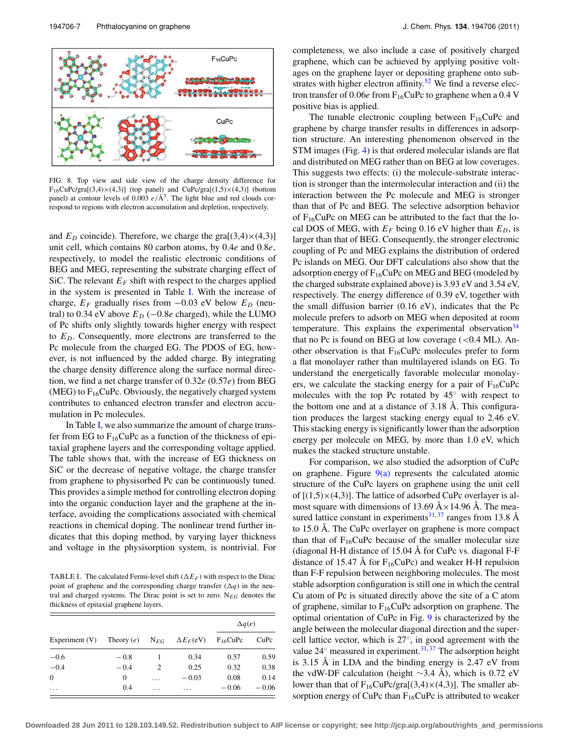FIG. 8. Top view and side view of the charge density difference for $F_{16}CuPc$/gra[(3,4)×(4,3)] (top panel) and CuPc/gra[(1,5)×(4,3)] (bottom panel) at contour levels of 0.003 $e/Å^3$. The light blue and red clouds correspond to regions with electron accumulation and depletion, respectively.

and $E_D$ coincide). Therefore, we charge the gra[(3,4)×(4,3)] unit cell, which contains 80 carbon atoms, by 0.4$e$ and 0.8$e$, respectively, to model the realistic electronic conditions of BEG and MEG, representing the substrate charging effect of SiC. The relevant $E_F$ shift with respect to the charges applied in the system is presented in Table I. With the increase of charge, $E_F$ gradually rises from −0.03 eV below $E_D$ (neutral) to 0.34 eV above $E_D$ (−0.8$e$ charged), while the LUMO of Pc shifts only slightly towards higher energy with respect to $E_D$. Consequently, more electrons are transferred to the Pc molecule from the charged EG. The PDOS of EG, however, is not influenced by the added charge. By integrating the charge density difference along the surface normal direction, we find a net charge transfer of 0.32$e$ (0.57$e$) from BEG (MEG) to $F_{16}CuPc$. Obviously, the negatively charged system contributes to enhanced electron transfer and electron accumulation in Pc molecules.

In Table I, we also summarize the amount of charge transfer from EG to $F_{16}CuPc$ as a function of the thickness of epitaxial graphene layers and the corresponding voltage applied. The table shows that, with the increase of EG thickness on SiC or the decrease of negative voltage, the charge transfer from graphene to physisorbed Pc can be continuously tuned. This provides a simple method for controlling electron doping into the organic conduction layer and the graphene at the interface, avoiding the complications associated with chemical reactions in chemical doping. The nonlinear trend further indicates that this doping method, by varying layer thickness and voltage in the physisorption system, is nontrivial. For completeness, we also include a case of positively charged graphene, which can be achieved by applying positive voltages on the graphene layer or depositing graphene onto substrates with higher electron affinity.[52] We find a reverse electron transfer of 0.06$e$ from $F_{16}CuPc$ to graphene when a 0.4 V positive bias is applied.

TABLE I. The calculated Fermi-level shift ($\Delta E_F$) with respect to the Dirac point of graphene and the corresponding charge transfer ($\Delta q$) in the neutral and charged systems. The Dirac point is set to zero. $N_{EG}$ denotes the thickness of epitaxial graphene layers.

| | | | | $\Delta q(e)$ | |
|---|---|---|---|---|---|
| Experiment (V) | Theory ($e$) | $N_{EG}$ | $\Delta E_F$(eV) | $F_{16}CuPc$ | CuPc |
| −0.6 | −0.8 | 1 | 0.34 | 0.57 | 0.59 |
| −0.4 | −0.4 | 2 | 0.25 | 0.32 | 0.38 |
| 0 | 0 | ... | −0.03 | 0.08 | 0.14 |
| ... | 0.4 | ... | ... | −0.06 | −0.06 |

The tunable electronic coupling between $F_{16}CuPc$ and graphene by charge transfer results in differences in adsorption structure. An interesting phenomenon observed in the STM images (Fig. 4) is that ordered molecular islands are flat and distributed on MEG rather than on BEG at low coverages. This suggests two effects: (i) the molecule-substrate interaction is stronger than the intermolecular interaction and (ii) the interaction between the Pc molecule and MEG is stronger than that of Pc and BEG. The selective adsorption behavior of $F_{16}CuPc$ on MEG can be attributed to the fact that the local DOS of MEG, with $E_F$ being 0.16 eV higher than $E_D$, is larger than that of BEG. Consequently, the stronger electronic coupling of Pc and MEG explains the distribution of ordered Pc islands on MEG. Our DFT calculations also show that the adsorption energy of $F_{16}CuPc$ on MEG and BEG (modeled by the charged substrate explained above) is 3.93 eV and 3.54 eV, respectively. The energy difference of 0.39 eV, together with the small diffusion barrier (0.16 eV), indicates that the Pc molecule prefers to adsorb on MEG when deposited at room temperature. This explains the experimental observation[34] that no Pc is found on BEG at low coverage (<0.4 ML). Another observation is that $F_{16}CuPc$ molecules prefer to form a flat monolayer rather than multilayered islands on EG. To understand the energetically favorable molecular monolayers, we calculate the stacking energy for a pair of $F_{16}CuPc$ molecules with the top Pc rotated by 45° with respect to the bottom one and at a distance of 3.18 Å. This configuration produces the largest stacking energy equal to 2.46 eV. This stacking energy is significantly lower than the adsorption energy per molecule on MEG, by more than 1.0 eV, which makes the stacked structure unstable.

For comparison, we also studied the adsorption of CuPc on graphene. Figure 9(a) represents the calculated atomic structure of the CuPc layers on graphene using the unit cell of [(1,5)×(4,3)]. The lattice of adsorbed CuPc overlayer is almost square with dimensions of 13.69 Å×14.96 Å. The measured lattice constant in experiments[31,37] ranges from 13.8 Å to 15.0 Å. The CuPc overlayer on graphene is more compact than that of $F_{16}CuPc$ because of the smaller molecular size (diagonal H-H distance of 15.04 Å for CuPc vs. diagonal F-F distance of 15.47 Å for $F_{16}CuPc$) and weaker H-H repulsion than F-F repulsion between neighboring molecules. The most stable adsorption configuration is still one in which the central Cu atom of Pc is situated directly above the site of a C atom of graphene, similar to $F_{16}CuPc$ adsorption on graphene. The optimal orientation of CuPc in Fig. 9 is characterized by the angle between the molecular diagonal direction and the supercell lattice vector, which is 27°, in good agreement with the value 24° measured in experiment.[31,37] The adsorption height is 3.15 Å in LDA and the binding energy is 2.47 eV from the vdW-DF calculation (height ∼3.4 Å), which is 0.72 eV lower than that of $F_{16}CuPc$/gra[(3,4)×(4,3)]. The smaller absorption energy of CuPc than $F_{16}CuPc$ is attributed to weaker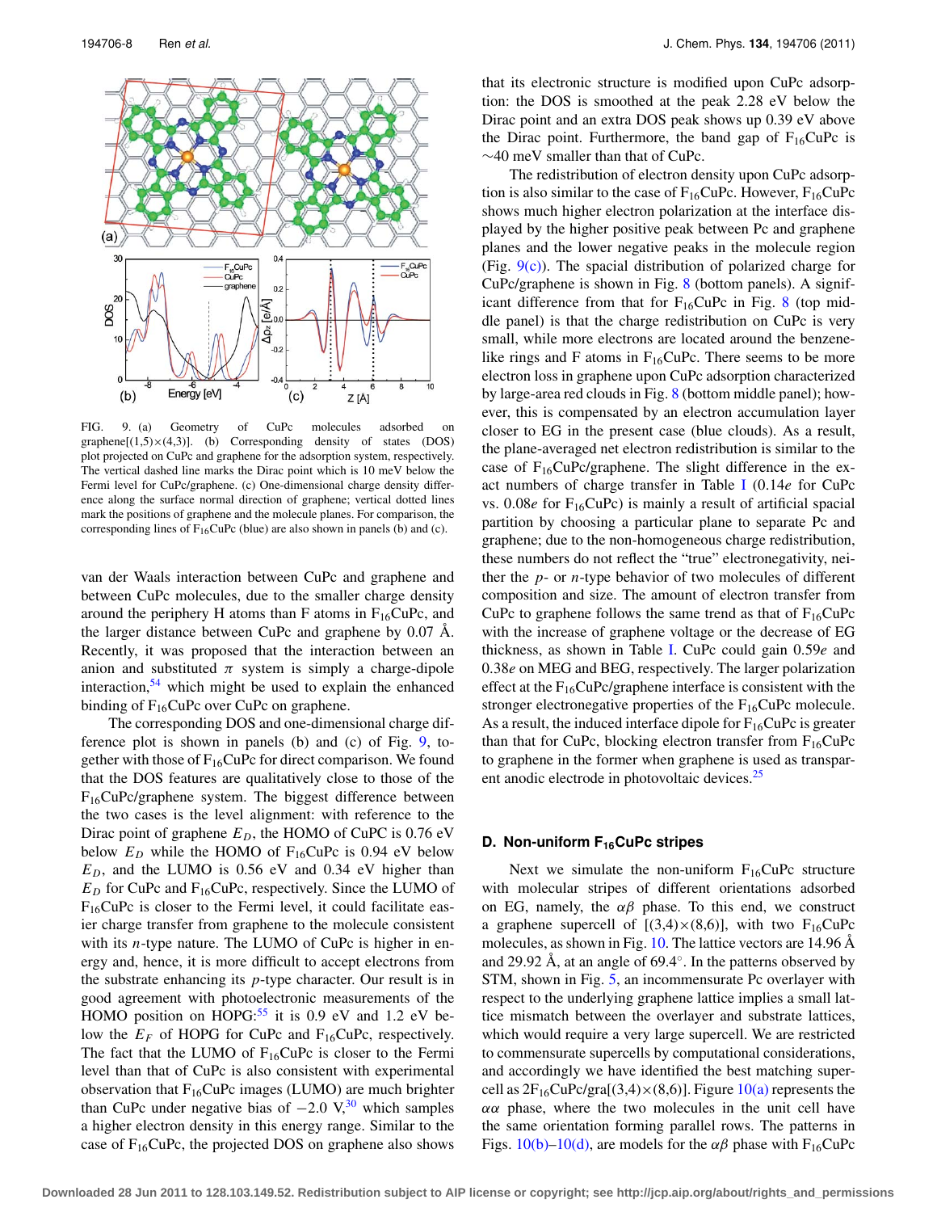FIG. 9. (a) Geometry of CuPc molecules adsorbed on graphene[(1,5)×(4,3)]. (b) Corresponding density of states (DOS) plot projected on CuPc and graphene for the adsorption system, respectively. The vertical dashed line marks the Dirac point which is 10 meV below the Fermi level for CuPc/graphene. (c) One-dimensional charge density difference along the surface normal direction of graphene; vertical dotted lines mark the positions of graphene and the molecule planes. For comparison, the corresponding lines of $F_{16}$CuPc (blue) are also shown in panels (b) and (c).

van der Waals interaction between CuPc and graphene and between CuPc molecules, due to the smaller charge density around the periphery H atoms than F atoms in $F_{16}$CuPc, and the larger distance between CuPc and graphene by 0.07 Å. Recently, it was proposed that the interaction between an anion and substituted $\pi$ system is simply a charge-dipole interaction,[54] which might be used to explain the enhanced binding of $F_{16}$CuPc over CuPc on graphene.

The corresponding DOS and one-dimensional charge difference plot is shown in panels (b) and (c) of Fig. 9, together with those of $F_{16}$CuPc for direct comparison. We found that the DOS features are qualitatively close to those of the $F_{16}$CuPc/graphene system. The biggest difference between the two cases is the level alignment: with reference to the Dirac point of graphene $E_D$, the HOMO of CuPC is 0.76 eV below $E_D$ while the HOMO of $F_{16}$CuPc is 0.94 eV below $E_D$, and the LUMO is 0.56 eV and 0.34 eV higher than $E_D$ for CuPc and $F_{16}$CuPc, respectively. Since the LUMO of $F_{16}$CuPc is closer to the Fermi level, it could facilitate easier charge transfer from graphene to the molecule consistent with its *n*-type nature. The LUMO of CuPc is higher in energy and, hence, it is more difficult to accept electrons from the substrate enhancing its *p*-type character. Our result is in good agreement with photoelectronic measurements of the HOMO position on HOPG:[55] it is 0.9 eV and 1.2 eV below the $E_F$ of HOPG for CuPc and $F_{16}$CuPc, respectively. The fact that the LUMO of $F_{16}$CuPc is closer to the Fermi level than that of CuPc is also consistent with experimental observation that $F_{16}$CuPc images (LUMO) are much brighter than CuPc under negative bias of $-2.0$ V,[30] which samples a higher electron density in this energy range. Similar to the case of $F_{16}$CuPc, the projected DOS on graphene also shows that its electronic structure is modified upon CuPc adsorption: the DOS is smoothed at the peak 2.28 eV below the Dirac point and an extra DOS peak shows up 0.39 eV above the Dirac point. Furthermore, the band gap of $F_{16}$CuPc is ~40 meV smaller than that of CuPc.

The redistribution of electron density upon CuPc adsorption is also similar to the case of $F_{16}$CuPc. However, $F_{16}$CuPc shows much higher electron polarization at the interface displayed by the higher positive peak between Pc and graphene planes and the lower negative peaks in the molecule region (Fig. 9(c)). The spacial distribution of polarized charge for CuPc/graphene is shown in Fig. 8 (bottom panels). A significant difference from that for $F_{16}$CuPc in Fig. 8 (top middle panel) is that the charge redistribution on CuPc is very small, while more electrons are located around the benzene-like rings and F atoms in $F_{16}$CuPc. There seems to be more electron loss in graphene upon CuPc adsorption characterized by large-area red clouds in Fig. 8 (bottom middle panel); however, this is compensated by an electron accumulation layer closer to EG in the present case (blue clouds). As a result, the plane-averaged net electron redistribution is similar to the case of $F_{16}$CuPc/graphene. The slight difference in the exact numbers of charge transfer in Table I (0.14*e* for CuPc vs. 0.08*e* for $F_{16}$CuPc) is mainly a result of artificial spacial partition by choosing a particular plane to separate Pc and graphene; due to the non-homogeneous charge redistribution, these numbers do not reflect the "true" electronegativity, neither the *p*- or *n*-type behavior of two molecules of different composition and size. The amount of electron transfer from CuPc to graphene follows the same trend as that of $F_{16}$CuPc with the increase of graphene voltage or the decrease of EG thickness, as shown in Table I. CuPc could gain 0.59*e* and 0.38*e* on MEG and BEG, respectively. The larger polarization effect at the $F_{16}$CuPc/graphene interface is consistent with the stronger electronegative properties of the $F_{16}$CuPc molecule. As a result, the induced interface dipole for $F_{16}$CuPc is greater than that for CuPc, blocking electron transfer from $F_{16}$CuPc to graphene in the former when graphene is used as transparent anodic electrode in photovoltaic devices.[25]

### D. Non-uniform $F_{16}$CuPc stripes

Next we simulate the non-uniform $F_{16}$CuPc structure with molecular stripes of different orientations adsorbed on EG, namely, the $\alpha\beta$ phase. To this end, we construct a graphene supercell of [(3,4)×(8,6)], with two $F_{16}$CuPc molecules, as shown in Fig. 10. The lattice vectors are 14.96 Å and 29.92 Å, at an angle of 69.4°. In the patterns observed by STM, shown in Fig. 5, an incommensurate Pc overlayer with respect to the underlying graphene lattice implies a small lattice mismatch between the overlayer and substrate lattices, which would require a very large supercell. We are restricted to commensurate supercells by computational considerations, and accordingly we have identified the best matching supercell as $2F_{16}$CuPc/gra[(3,4)×(8,6)]. Figure 10(a) represents the $\alpha\alpha$ phase, where the two molecules in the unit cell have the same orientation forming parallel rows. The patterns in Figs. 10(b)–10(d), are models for the $\alpha\beta$ phase with $F_{16}$CuPc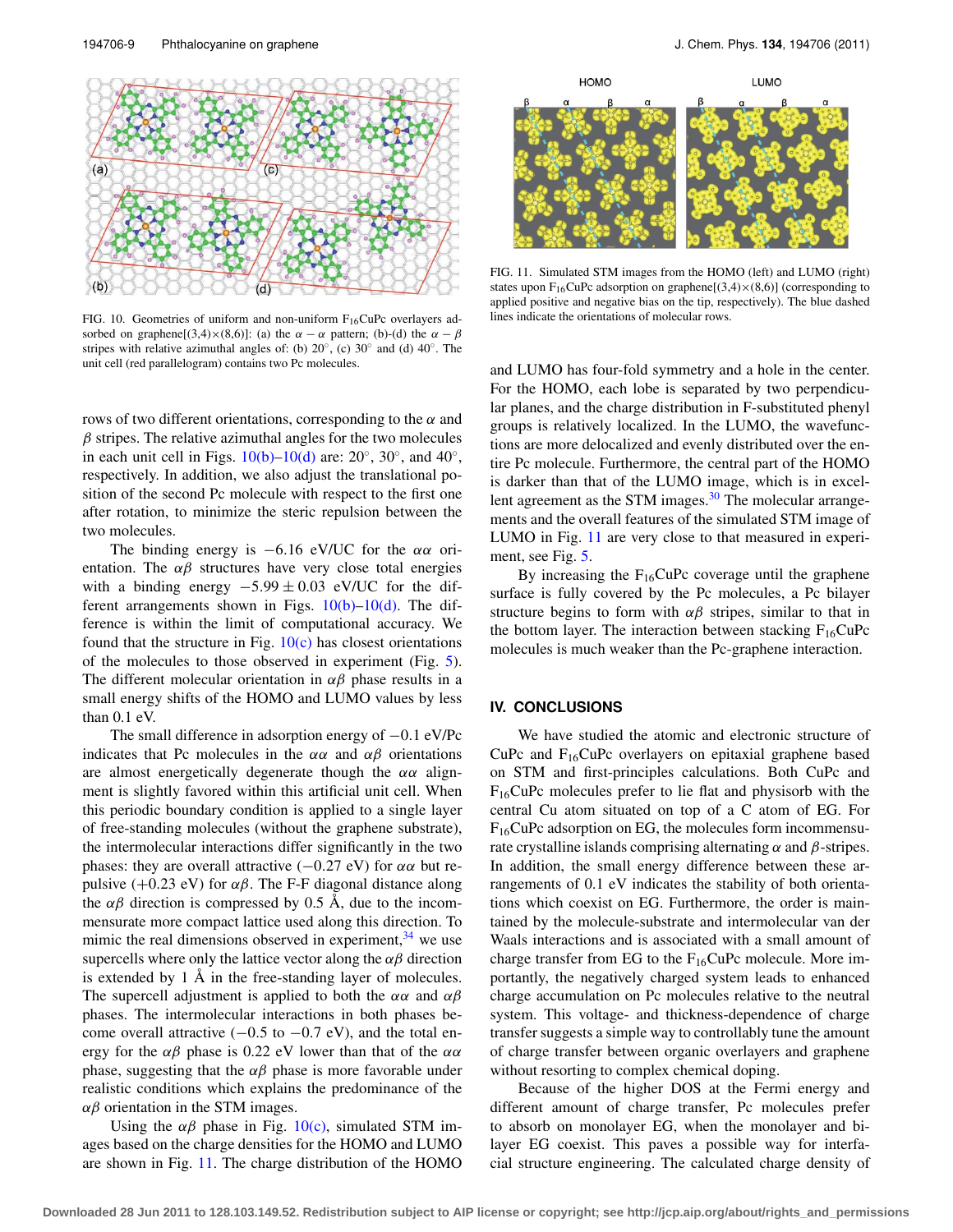FIG. 10. Geometries of uniform and non-uniform $F_{16}CuPc$ overlayers adsorbed on graphene[(3,4)×(8,6)]: (a) the $\alpha - \alpha$ pattern; (b)-(d) the $\alpha - \beta$ stripes with relative azimuthal angles of: (b) 20°, (c) 30° and (d) 40°. The unit cell (red parallelogram) contains two Pc molecules.

rows of two different orientations, corresponding to the $\alpha$ and $\beta$ stripes. The relative azimuthal angles for the two molecules in each unit cell in Figs. 10(b)–10(d) are: 20°, 30°, and 40°, respectively. In addition, we also adjust the translational position of the second Pc molecule with respect to the first one after rotation, to minimize the steric repulsion between the two molecules.

The binding energy is −6.16 eV/UC for the $\alpha\alpha$ orientation. The $\alpha\beta$ structures have very close total energies with a binding energy $-5.99 \pm 0.03$ eV/UC for the different arrangements shown in Figs. 10(b)–10(d). The difference is within the limit of computational accuracy. We found that the structure in Fig. 10(c) has closest orientations of the molecules to those observed in experiment (Fig. 5). The different molecular orientation in $\alpha\beta$ phase results in a small energy shifts of the HOMO and LUMO values by less than 0.1 eV.

The small difference in adsorption energy of −0.1 eV/Pc indicates that Pc molecules in the $\alpha\alpha$ and $\alpha\beta$ orientations are almost energetically degenerate though the $\alpha\alpha$ alignment is slightly favored within this artificial unit cell. When this periodic boundary condition is applied to a single layer of free-standing molecules (without the graphene substrate), the intermolecular interactions differ significantly in the two phases: they are overall attractive (−0.27 eV) for $\alpha\alpha$ but repulsive (+0.23 eV) for $\alpha\beta$. The F-F diagonal distance along the $\alpha\beta$ direction is compressed by 0.5 Å, due to the incommensurate more compact lattice used along this direction. To mimic the real dimensions observed in experiment,[34] we use supercells where only the lattice vector along the $\alpha\beta$ direction is extended by 1 Å in the free-standing layer of molecules. The supercell adjustment is applied to both the $\alpha\alpha$ and $\alpha\beta$ phases. The intermolecular interactions in both phases become overall attractive (−0.5 to −0.7 eV), and the total energy for the $\alpha\beta$ phase is 0.22 eV lower than that of the $\alpha\alpha$ phase, suggesting that the $\alpha\beta$ phase is more favorable under realistic conditions which explains the predominance of the $\alpha\beta$ orientation in the STM images.

Using the $\alpha\beta$ phase in Fig. 10(c), simulated STM images based on the charge densities for the HOMO and LUMO are shown in Fig. 11. The charge distribution of the HOMO

FIG. 11. Simulated STM images from the HOMO (left) and LUMO (right) states upon $F_{16}CuPc$ adsorption on graphene[(3,4)×(8,6)] (corresponding to applied positive and negative bias on the tip, respectively). The blue dashed lines indicate the orientations of molecular rows.

and LUMO has four-fold symmetry and a hole in the center. For the HOMO, each lobe is separated by two perpendicular planes, and the charge distribution in F-substituted phenyl groups is relatively localized. In the LUMO, the wavefunctions are more delocalized and evenly distributed over the entire Pc molecule. Furthermore, the central part of the HOMO is darker than that of the LUMO image, which is in excellent agreement as the STM images.[30] The molecular arrangements and the overall features of the simulated STM image of LUMO in Fig. 11 are very close to that measured in experiment, see Fig. 5.

By increasing the $F_{16}CuPc$ coverage until the graphene surface is fully covered by the Pc molecules, a Pc bilayer structure begins to form with $\alpha\beta$ stripes, similar to that in the bottom layer. The interaction between stacking $F_{16}CuPc$ molecules is much weaker than the Pc-graphene interaction.

## IV. CONCLUSIONS

We have studied the atomic and electronic structure of CuPc and $F_{16}CuPc$ overlayers on epitaxial graphene based on STM and first-principles calculations. Both CuPc and $F_{16}CuPc$ molecules prefer to lie flat and physisorb with the central Cu atom situated on top of a C atom of EG. For $F_{16}CuPc$ adsorption on EG, the molecules form incommensurate crystalline islands comprising alternating $\alpha$ and $\beta$-stripes. In addition, the small energy difference between these arrangements of 0.1 eV indicates the stability of both orientations which coexist on EG. Furthermore, the order is maintained by the molecule-substrate and intermolecular van der Waals interactions and is associated with a small amount of charge transfer from EG to the $F_{16}CuPc$ molecule. More importantly, the negatively charged system leads to enhanced charge accumulation on Pc molecules relative to the neutral system. This voltage- and thickness-dependence of charge transfer suggests a simple way to controllably tune the amount of charge transfer between organic overlayers and graphene without resorting to complex chemical doping.

Because of the higher DOS at the Fermi energy and different amount of charge transfer, Pc molecules prefer to absorb on monolayer EG, when the monolayer and bilayer EG coexist. This paves a possible way for interfacial structure engineering. The calculated charge density of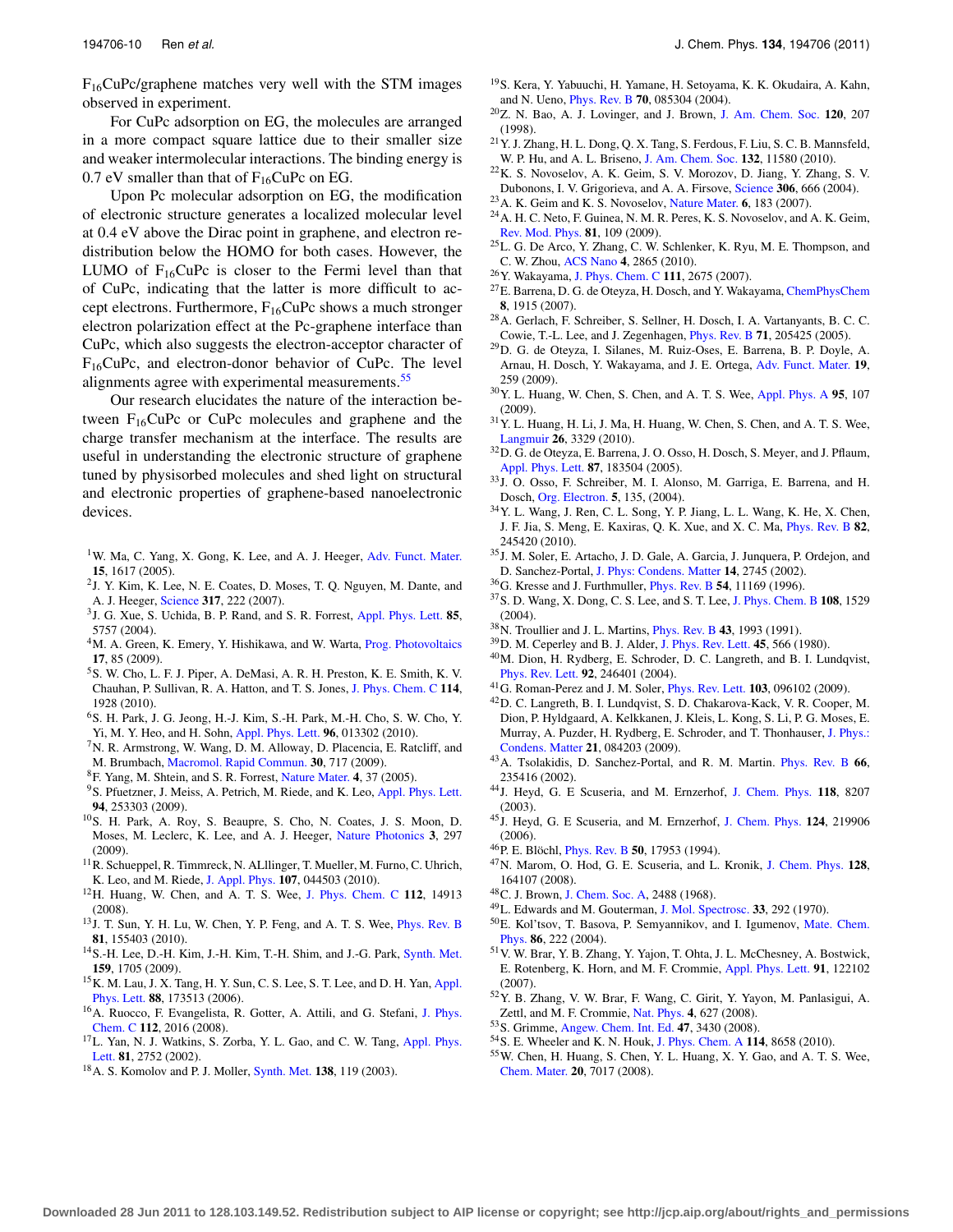$F_{16}CuPc$/graphene matches very well with the STM images observed in experiment.

For CuPc adsorption on EG, the molecules are arranged in a more compact square lattice due to their smaller size and weaker intermolecular interactions. The binding energy is 0.7 eV smaller than that of $F_{16}CuPc$ on EG.

Upon Pc molecular adsorption on EG, the modification of electronic structure generates a localized molecular level at 0.4 eV above the Dirac point in graphene, and electron redistribution below the HOMO for both cases. However, the LUMO of $F_{16}CuPc$ is closer to the Fermi level than that of CuPc, indicating that the latter is more difficult to accept electrons. Furthermore, $F_{16}CuPc$ shows a much stronger electron polarization effect at the Pc-graphene interface than CuPc, which also suggests the electron-acceptor character of $F_{16}CuPc$, and electron-donor behavior of CuPc. The level alignments agree with experimental measurements.[55]

Our research elucidates the nature of the interaction between $F_{16}CuPc$ or CuPc molecules and graphene and the charge transfer mechanism at the interface. The results are useful in understanding the electronic structure of graphene tuned by physisorbed molecules and shed light on structural and electronic properties of graphene-based nanoelectronic devices.

[1] W. Ma, C. Yang, X. Gong, K. Lee, and A. J. Heeger, Adv. Funct. Mater. **15**, 1617 (2005).
[2] J. Y. Kim, K. Lee, N. E. Coates, D. Moses, T. Q. Nguyen, M. Dante, and A. J. Heeger, Science **317**, 222 (2007).
[3] J. G. Xue, S. Uchida, B. P. Rand, and S. R. Forrest, Appl. Phys. Lett. **85**, 5757 (2004).
[4] M. A. Green, K. Emery, Y. Hishikawa, and W. Warta, Prog. Photovoltaics **17**, 85 (2009).
[5] S. W. Cho, L. F. J. Piper, A. DeMasi, A. R. H. Preston, K. E. Smith, K. V. Chauhan, P. Sullivan, R. A. Hatton, and T. S. Jones, J. Phys. Chem. C **114**, 1928 (2010).
[6] S. H. Park, J. G. Jeong, H.-J. Kim, S.-H. Park, M.-H. Cho, S. W. Cho, Y. Yi, M. Y. Heo, and H. Sohn, Appl. Phys. Lett. **96**, 013302 (2010).
[7] N. R. Armstrong, W. Wang, D. M. Alloway, D. Placencia, E. Ratcliff, and M. Brumbach, Macromol. Rapid Commun. **30**, 717 (2009).
[8] F. Yang, M. Shtein, and S. R. Forrest, Nature Mater. **4**, 37 (2005).
[9] S. Pfuetzner, J. Meiss, A. Petrich, M. Riede, and K. Leo, Appl. Phys. Lett. **94**, 253303 (2009).
[10] S. H. Park, A. Roy, S. Beaupre, S. Cho, N. Coates, J. S. Moon, D. Moses, M. Leclerc, K. Lee, and A. J. Heeger, Nature Photonics **3**, 297 (2009).
[11] R. Schueppel, R. Timmreck, N. ALllinger, T. Mueller, M. Furno, C. Uhrich, K. Leo, and M. Riede, J. Appl. Phys. **107**, 044503 (2010).
[12] H. Huang, W. Chen, and A. T. S. Wee, J. Phys. Chem. C **112**, 14913 (2008).
[13] J. T. Sun, Y. H. Lu, W. Chen, Y. P. Feng, and A. T. S. Wee, Phys. Rev. B **81**, 155403 (2010).
[14] S.-H. Lee, D.-H. Kim, J.-H. Kim, T.-H. Shim, and J.-G. Park, Synth. Met. **159**, 1705 (2009).
[15] K. M. Lau, J. X. Tang, H. Y. Sun, C. S. Lee, S. T. Lee, and D. H. Yan, Appl. Phys. Lett. **88**, 173513 (2006).
[16] A. Ruocco, F. Evangelista, R. Gotter, A. Attili, and G. Stefani, J. Phys. Chem. C **112**, 2016 (2008).
[17] L. Yan, N. J. Watkins, S. Zorba, Y. L. Gao, and C. W. Tang, Appl. Phys. Lett. **81**, 2752 (2002).
[18] A. S. Komolov and P. J. Moller, Synth. Met. **138**, 119 (2003).
[19] S. Kera, Y. Yabuuchi, H. Yamane, H. Setoyama, K. K. Okudaira, A. Kahn, and N. Ueno, Phys. Rev. B **70**, 085304 (2004).
[20] Z. N. Bao, A. J. Lovinger, and J. Brown, J. Am. Chem. Soc. **120**, 207 (1998).
[21] Y. J. Zhang, H. L. Dong, Q. X. Tang, S. Ferdous, F. Liu, S. C. B. Mannsfeld, W. P. Hu, and A. L. Briseno, J. Am. Chem. Soc. **132**, 11580 (2010).
[22] K. S. Novoselov, A. K. Geim, S. V. Morozov, D. Jiang, Y. Zhang, S. V. Dubonons, I. V. Grigorieva, and A. A. Firsove, Science **306**, 666 (2004).
[23] A. K. Geim and K. S. Novoselov, Nature Mater. **6**, 183 (2007).
[24] A. H. C. Neto, F. Guinea, N. M. R. Peres, K. S. Novoselov, and A. K. Geim, Rev. Mod. Phys. **81**, 109 (2009).
[25] L. G. De Arco, Y. Zhang, C. W. Schlenker, K. Ryu, M. E. Thompson, and C. W. Zhou, ACS Nano **4**, 2865 (2010).
[26] Y. Wakayama, J. Phys. Chem. C **111**, 2675 (2007).
[27] E. Barrena, D. G. de Oteyza, H. Dosch, and Y. Wakayama, ChemPhysChem **8**, 1915 (2007).
[28] A. Gerlach, F. Schreiber, S. Sellner, H. Dosch, I. A. Vartanyants, B. C. C. Cowie, T.-L. Lee, and J. Zegenhagen, Phys. Rev. B **71**, 205425 (2005).
[29] D. G. de Oteyza, I. Silanes, M. Ruiz-Oses, E. Barrena, B. P. Doyle, A. Arnau, H. Dosch, Y. Wakayama, and J. E. Ortega, Adv. Funct. Mater. **19**, 259 (2009).
[30] Y. L. Huang, W. Chen, S. Chen, and A. T. S. Wee, Appl. Phys. A **95**, 107 (2009).
[31] Y. L. Huang, H. Li, J. Ma, H. Huang, W. Chen, S. Chen, and A. T. S. Wee, Langmuir **26**, 3329 (2010).
[32] D. G. de Oteyza, E. Barrena, J. O. Osso, H. Dosch, S. Meyer, and J. Pflaum, Appl. Phys. Lett. **87**, 183504 (2005).
[33] J. O. Osso, F. Schreiber, M. I. Alonso, M. Garriga, E. Barrena, and H. Dosch, Org. Electron. **5**, 135, (2004).
[34] Y. L. Wang, J. Ren, C. L. Song, Y. P. Jiang, L. L. Wang, K. He, X. Chen, J. F. Jia, S. Meng, E. Kaxiras, Q. K. Xue, and X. C. Ma, Phys. Rev. B **82**, 245420 (2010).
[35] J. M. Soler, E. Artacho, J. D. Gale, A. Garcia, J. Junquera, P. Ordejon, and D. Sanchez-Portal, J. Phys: Condens. Matter **14**, 2745 (2002).
[36] G. Kresse and J. Furthmuller, Phys. Rev. B **54**, 11169 (1996).
[37] S. D. Wang, X. Dong, C. S. Lee, and S. T. Lee, J. Phys. Chem. B **108**, 1529 (2004).
[38] N. Troullier and J. L. Martins, Phys. Rev. B **43**, 1993 (1991).
[39] D. M. Ceperley and B. J. Alder, J. Phys. Rev. Lett. **45**, 566 (1980).
[40] M. Dion, H. Rydberg, E. Schroder, D. C. Langreth, and B. I. Lundqvist, Phys. Rev. Lett. **92**, 246401 (2004).
[41] G. Roman-Perez and J. M. Soler, Phys. Rev. Lett. **103**, 096102 (2009).
[42] D. C. Langreth, B. I. Lundqvist, S. D. Chakarova-Kack, V. R. Cooper, M. Dion, P. Hyldgaard, A. Kelkkanen, J. Kleis, L. Kong, S. Li, P. G. Moses, E. Murray, A. Puzder, H. Rydberg, E. Schroder, and T. Thonhauser, J. Phys.: Condens. Matter **21**, 084203 (2009).
[43] A. Tsolakidis, D. Sanchez-Portal, and R. M. Martin. Phys. Rev. B **66**, 235416 (2002).
[44] J. Heyd, G. E Scuseria, and M. Ernzerhof, J. Chem. Phys. **118**, 8207 (2003).
[45] J. Heyd, G. E Scuseria, and M. Ernzerhof, J. Chem. Phys. **124**, 219906 (2006).
[46] P. E. Blöchl, Phys. Rev. B **50**, 17953 (1994).
[47] N. Marom, O. Hod, G. E. Scuseria, and L. Kronik, J. Chem. Phys. **128**, 164107 (2008).
[48] C. J. Brown, J. Chem. Soc. A, 2488 (1968).
[49] L. Edwards and M. Gouterman, J. Mol. Spectrosc. **33**, 292 (1970).
[50] E. Kol'tsov, T. Basova, P. Semyannikov, and I. Igumenov, Mate. Chem. Phys. **86**, 222 (2004).
[51] V. W. Brar, Y. B. Zhang, Y. Yajon, T. Ohta, J. L. McChesney, A. Bostwick, E. Rotenberg, K. Horn, and M. F. Crommie, Appl. Phys. Lett. **91**, 122102 (2007).
[52] Y. B. Zhang, V. W. Brar, F. Wang, C. Girit, Y. Yayon, M. Panlasigui, A. Zettl, and M. F. Crommie, Nat. Phys. **4**, 627 (2008).
[53] S. Grimme, Angew. Chem. Int. Ed. **47**, 3430 (2008).
[54] S. E. Wheeler and K. N. Houk, J. Phys. Chem. A **114**, 8658 (2010).
[55] W. Chen, H. Huang, S. Chen, Y. L. Huang, X. Y. Gao, and A. T. S. Wee, Chem. Mater. **20**, 7017 (2008).